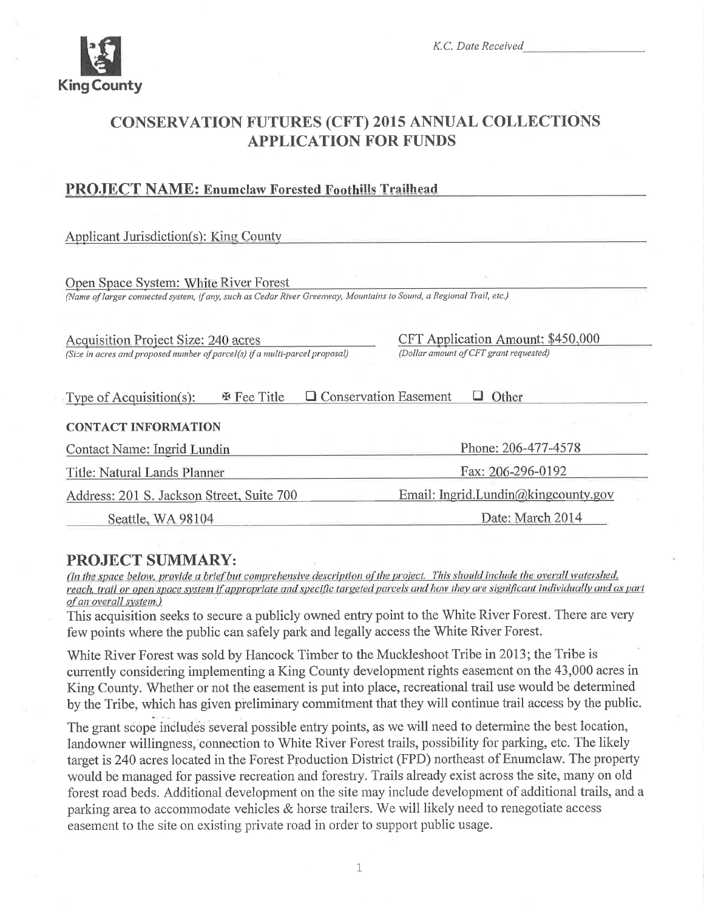King County

K.C. Date Received_______________

# CONSERVATION FUTURES (CFT) 2015 ANNUAL COLLECTIONS APPLICATION FOR FUNDS

## PROJECT NAME: Enumclaw Forested Foothills Trailhead

Applicant Jurisdiction(s): King County

Open Space System: White River Forest
*(Name of larger connected system, if any, such as Cedar River Greenway, Mountains to Sound, a Regional Trail, etc.)*

Acquisition Project Size: 240 acres
*(Size in acres and proposed number of parcel(s) if a multi-parcel proposal)*

CFT Application Amount: $450,000
*(Dollar amount of CFT grant requested)*

Type of Acquisition(s): ☒ Fee Title ☐ Conservation Easement ☐ Other

**CONTACT INFORMATION**

Contact Name: Ingrid Lundin | Phone: 206-477-4578

Title: Natural Lands Planner | Fax: 206-296-0192

Address: 201 S. Jackson Street, Suite 700, Seattle, WA 98104 | Email: Ingrid.Lundin@kingcounty.gov

Date: March 2014

## PROJECT SUMMARY:

*(In the space below, provide a brief but comprehensive description of the project. This should include the overall watershed, reach, trail or open space system if appropriate and specific targeted parcels and how they are significant individually and as part of an overall system.)*

This acquisition seeks to secure a publicly owned entry point to the White River Forest. There are very few points where the public can safely park and legally access the White River Forest.

White River Forest was sold by Hancock Timber to the Muckleshoot Tribe in 2013; the Tribe is currently considering implementing a King County development rights easement on the 43,000 acres in King County. Whether or not the easement is put into place, recreational trail use would be determined by the Tribe, which has given preliminary commitment that they will continue trail access by the public.

The grant scope includes several possible entry points, as we will need to determine the best location, landowner willingness, connection to White River Forest trails, possibility for parking, etc. The likely target is 240 acres located in the Forest Production District (FPD) northeast of Enumclaw. The property would be managed for passive recreation and forestry. Trails already exist across the site, many on old forest road beds. Additional development on the site may include development of additional trails, and a parking area to accommodate vehicles & horse trailers. We will likely need to renegotiate access easement to the site on existing private road in order to support public usage.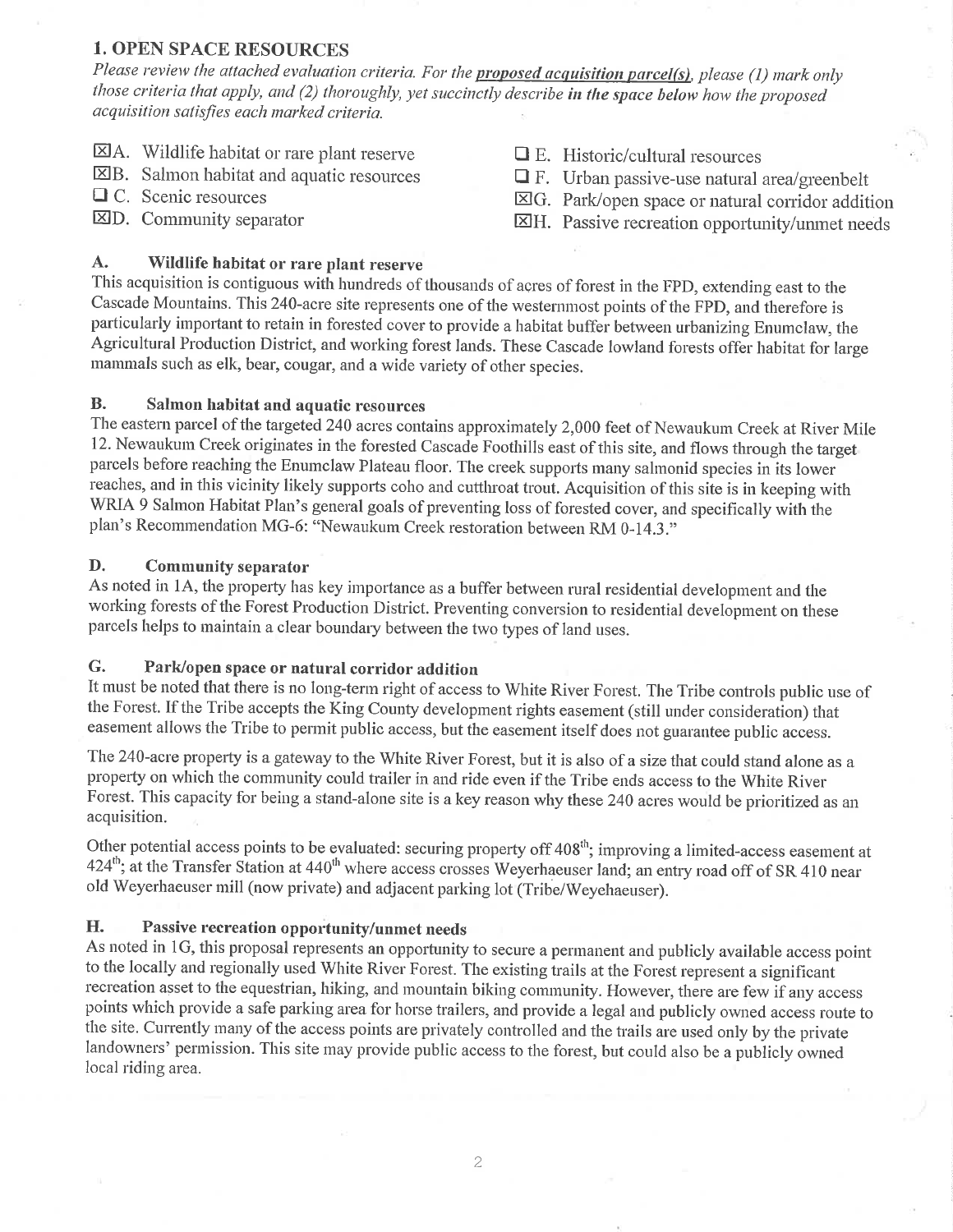## 1. OPEN SPACE RESOURCES

*Please review the attached evaluation criteria. For the* ***proposed acquisition parcel(s)****, please (1) mark only those criteria that apply, and (2) thoroughly, yet succinctly describe* ***in the space below*** *how the proposed acquisition satisfies each marked criteria.*

- ☒ A. Wildlife habitat or rare plant reserve
- ☒ B. Salmon habitat and aquatic resources
- ☐ C. Scenic resources
- ☒ D. Community separator
- ☐ E. Historic/cultural resources
- ☐ F. Urban passive-use natural area/greenbelt
- ☒ G. Park/open space or natural corridor addition
- ☒ H. Passive recreation opportunity/unmet needs

### A. Wildlife habitat or rare plant reserve

This acquisition is contiguous with hundreds of thousands of acres of forest in the FPD, extending east to the Cascade Mountains. This 240-acre site represents one of the westernmost points of the FPD, and therefore is particularly important to retain in forested cover to provide a habitat buffer between urbanizing Enumclaw, the Agricultural Production District, and working forest lands. These Cascade lowland forests offer habitat for large mammals such as elk, bear, cougar, and a wide variety of other species.

### B. Salmon habitat and aquatic resources

The eastern parcel of the targeted 240 acres contains approximately 2,000 feet of Newaukum Creek at River Mile 12. Newaukum Creek originates in the forested Cascade Foothills east of this site, and flows through the target parcels before reaching the Enumclaw Plateau floor. The creek supports many salmonid species in its lower reaches, and in this vicinity likely supports coho and cutthroat trout. Acquisition of this site is in keeping with WRIA 9 Salmon Habitat Plan's general goals of preventing loss of forested cover, and specifically with the plan's Recommendation MG-6: "Newaukum Creek restoration between RM 0-14.3."

### D. Community separator

As noted in 1A, the property has key importance as a buffer between rural residential development and the working forests of the Forest Production District. Preventing conversion to residential development on these parcels helps to maintain a clear boundary between the two types of land uses.

### G. Park/open space or natural corridor addition

It must be noted that there is no long-term right of access to White River Forest. The Tribe controls public use of the Forest. If the Tribe accepts the King County development rights easement (still under consideration) that easement allows the Tribe to permit public access, but the easement itself does not guarantee public access.

The 240-acre property is a gateway to the White River Forest, but it is also of a size that could stand alone as a property on which the community could trailer in and ride even if the Tribe ends access to the White River Forest. This capacity for being a stand-alone site is a key reason why these 240 acres would be prioritized as an acquisition.

Other potential access points to be evaluated: securing property off 408th; improving a limited-access easement at 424th; at the Transfer Station at 440th where access crosses Weyerhaeuser land; an entry road off of SR 410 near old Weyerhaeuser mill (now private) and adjacent parking lot (Tribe/Weyehaeuser).

### H. Passive recreation opportunity/unmet needs

As noted in 1G, this proposal represents an opportunity to secure a permanent and publicly available access point to the locally and regionally used White River Forest. The existing trails at the Forest represent a significant recreation asset to the equestrian, hiking, and mountain biking community. However, there are few if any access points which provide a safe parking area for horse trailers, and provide a legal and publicly owned access route to the site. Currently many of the access points are privately controlled and the trails are used only by the private landowners' permission. This site may provide public access to the forest, but could also be a publicly owned local riding area.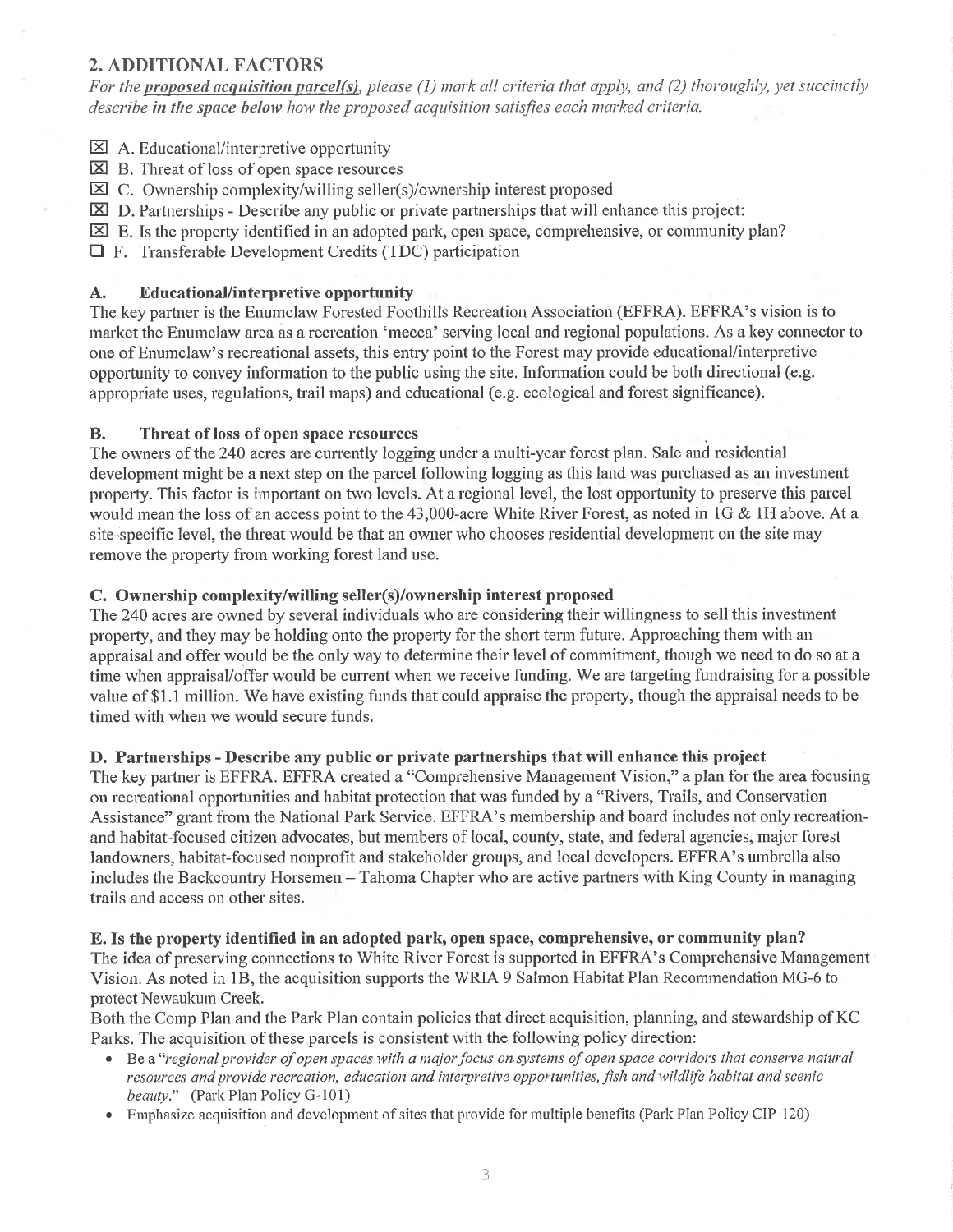## 2. ADDITIONAL FACTORS

*For the **proposed acquisition parcel(s)**, please (1) mark all criteria that apply, and (2) thoroughly, yet succinctly describe **in the space below** how the proposed acquisition satisfies each marked criteria.*

- ☒ A. Educational/interpretive opportunity
- ☒ B. Threat of loss of open space resources
- ☒ C. Ownership complexity/willing seller(s)/ownership interest proposed
- ☒ D. Partnerships - Describe any public or private partnerships that will enhance this project:
- ☒ E. Is the property identified in an adopted park, open space, comprehensive, or community plan?
- ☐ F. Transferable Development Credits (TDC) participation

### A. Educational/interpretive opportunity

The key partner is the Enumclaw Forested Foothills Recreation Association (EFFRA). EFFRA's vision is to market the Enumclaw area as a recreation 'mecca' serving local and regional populations. As a key connector to one of Enumclaw's recreational assets, this entry point to the Forest may provide educational/interpretive opportunity to convey information to the public using the site. Information could be both directional (e.g. appropriate uses, regulations, trail maps) and educational (e.g. ecological and forest significance).

### B. Threat of loss of open space resources

The owners of the 240 acres are currently logging under a multi-year forest plan. Sale and residential development might be a next step on the parcel following logging as this land was purchased as an investment property. This factor is important on two levels. At a regional level, the lost opportunity to preserve this parcel would mean the loss of an access point to the 43,000-acre White River Forest, as noted in 1G & 1H above. At a site-specific level, the threat would be that an owner who chooses residential development on the site may remove the property from working forest land use.

### C. Ownership complexity/willing seller(s)/ownership interest proposed

The 240 acres are owned by several individuals who are considering their willingness to sell this investment property, and they may be holding onto the property for the short term future. Approaching them with an appraisal and offer would be the only way to determine their level of commitment, though we need to do so at a time when appraisal/offer would be current when we receive funding. We are targeting fundraising for a possible value of $1.1 million. We have existing funds that could appraise the property, though the appraisal needs to be timed with when we would secure funds.

### D. Partnerships - Describe any public or private partnerships that will enhance this project

The key partner is EFFRA. EFFRA created a "Comprehensive Management Vision," a plan for the area focusing on recreational opportunities and habitat protection that was funded by a "Rivers, Trails, and Conservation Assistance" grant from the National Park Service. EFFRA's membership and board includes not only recreation- and habitat-focused citizen advocates, but members of local, county, state, and federal agencies, major forest landowners, habitat-focused nonprofit and stakeholder groups, and local developers. EFFRA's umbrella also includes the Backcountry Horsemen – Tahoma Chapter who are active partners with King County in managing trails and access on other sites.

### E. Is the property identified in an adopted park, open space, comprehensive, or community plan?

The idea of preserving connections to White River Forest is supported in EFFRA's Comprehensive Management Vision. As noted in 1B, the acquisition supports the WRIA 9 Salmon Habitat Plan Recommendation MG-6 to protect Newaukum Creek.

Both the Comp Plan and the Park Plan contain policies that direct acquisition, planning, and stewardship of KC Parks. The acquisition of these parcels is consistent with the following policy direction:

- Be a "*regional provider of open spaces with a major focus on systems of open space corridors that conserve natural resources and provide recreation, education and interpretive opportunities, fish and wildlife habitat and scenic beauty.*" (Park Plan Policy G-101)
- Emphasize acquisition and development of sites that provide for multiple benefits (Park Plan Policy CIP-120)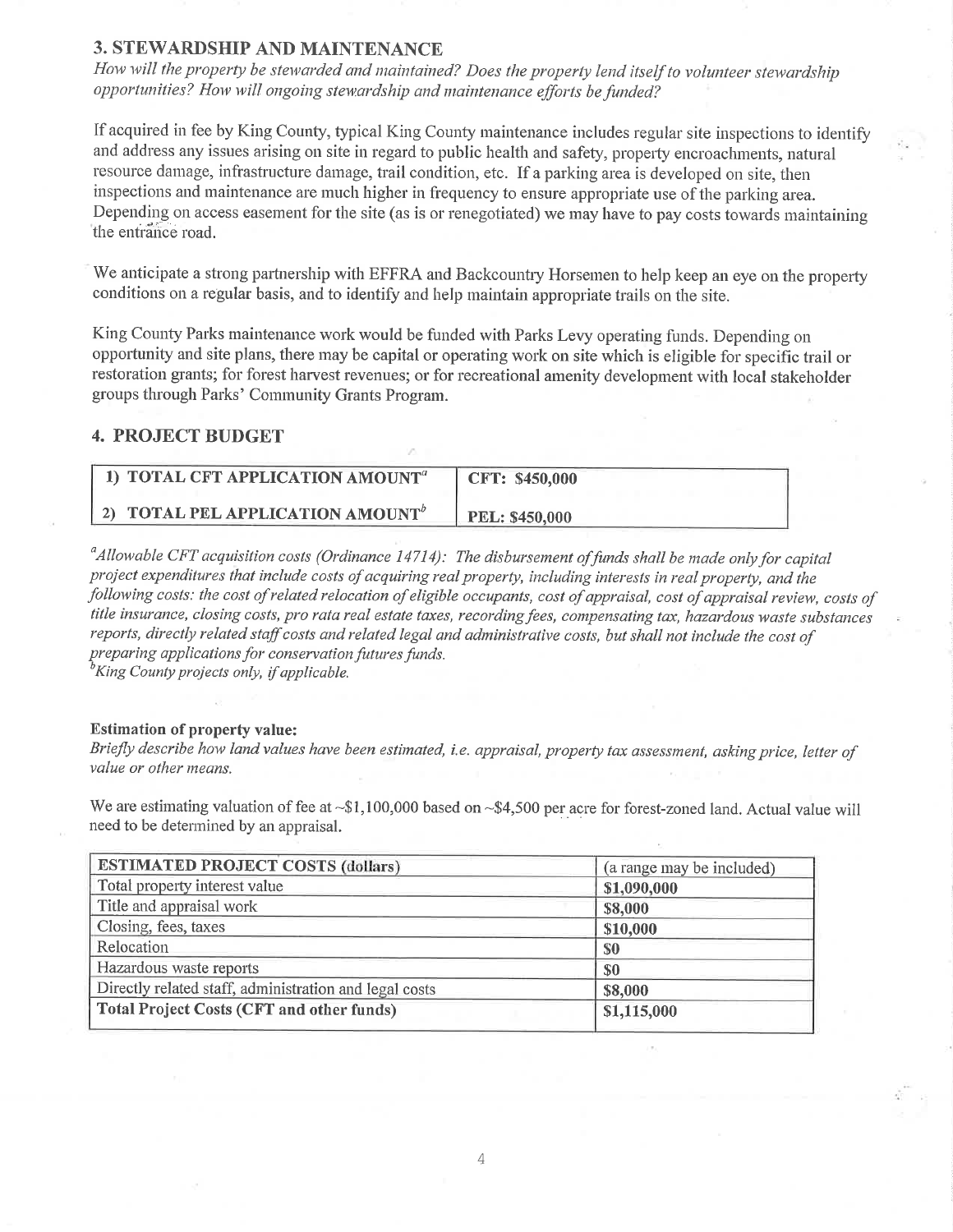## 3. STEWARDSHIP AND MAINTENANCE

*How will the property be stewarded and maintained? Does the property lend itself to volunteer stewardship opportunities? How will ongoing stewardship and maintenance efforts be funded?*

If acquired in fee by King County, typical King County maintenance includes regular site inspections to identify and address any issues arising on site in regard to public health and safety, property encroachments, natural resource damage, infrastructure damage, trail condition, etc. If a parking area is developed on site, then inspections and maintenance are much higher in frequency to ensure appropriate use of the parking area. Depending on access easement for the site (as is or renegotiated) we may have to pay costs towards maintaining the entrance road.

We anticipate a strong partnership with EFFRA and Backcountry Horsemen to help keep an eye on the property conditions on a regular basis, and to identify and help maintain appropriate trails on the site.

King County Parks maintenance work would be funded with Parks Levy operating funds. Depending on opportunity and site plans, there may be capital or operating work on site which is eligible for specific trail or restoration grants; for forest harvest revenues; or for recreational amenity development with local stakeholder groups through Parks' Community Grants Program.

## 4. PROJECT BUDGET

| | |
|---|---|
| **1) TOTAL CFT APPLICATION AMOUNT**[a] | **CFT: $450,000** |
| **2) TOTAL PEL APPLICATION AMOUNT**[b] | **PEL: $450,000** |

[a] *Allowable CFT acquisition costs (Ordinance 14714): The disbursement of funds shall be made only for capital project expenditures that include costs of acquiring real property, including interests in real property, and the following costs: the cost of related relocation of eligible occupants, cost of appraisal, cost of appraisal review, costs of title insurance, closing costs, pro rata real estate taxes, recording fees, compensating tax, hazardous waste substances reports, directly related staff costs and related legal and administrative costs, but shall not include the cost of preparing applications for conservation futures funds.*

[b] *King County projects only, if applicable.*

**Estimation of property value:**

*Briefly describe how land values have been estimated, i.e. appraisal, property tax assessment, asking price, letter of value or other means.*

We are estimating valuation of fee at ~$1,100,000 based on ~$4,500 per acre for forest-zoned land. Actual value will need to be determined by an appraisal.

| **ESTIMATED PROJECT COSTS (dollars)** | (a range may be included) |
|---|---|
| Total property interest value | **$1,090,000** |
| Title and appraisal work | **$8,000** |
| Closing, fees, taxes | **$10,000** |
| Relocation | **$0** |
| Hazardous waste reports | **$0** |
| Directly related staff, administration and legal costs | **$8,000** |
| **Total Project Costs (CFT and other funds)** | **$1,115,000** |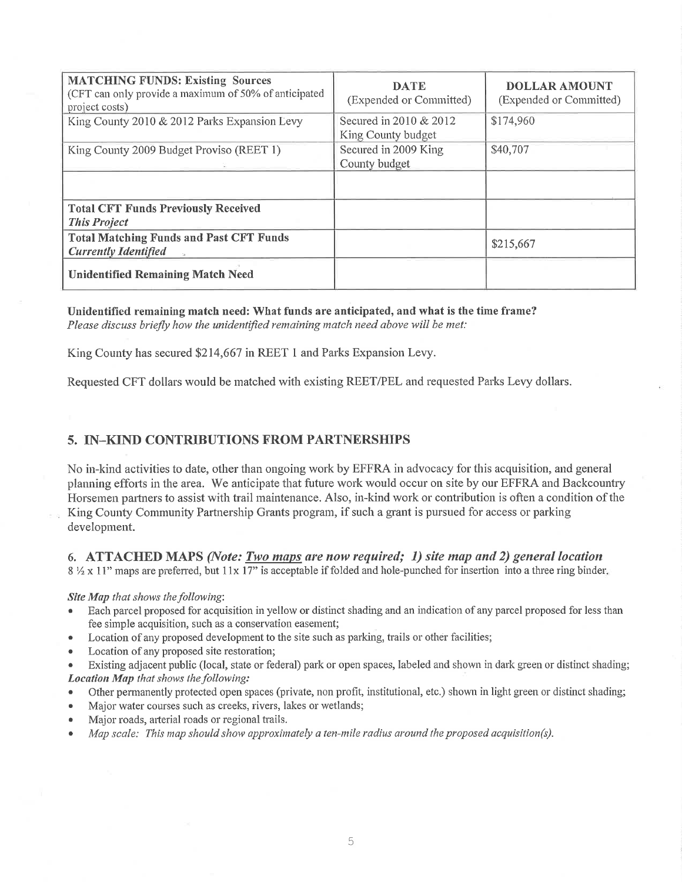| **MATCHING FUNDS: Existing Sources** (CFT can only provide a maximum of 50% of anticipated project costs) | **DATE** (Expended or Committed) | **DOLLAR AMOUNT** (Expended or Committed) |
|---|---|---|
| King County 2010 & 2012 Parks Expansion Levy | Secured in 2010 & 2012 King County budget | $174,960 |
| King County 2009 Budget Proviso (REET 1) | Secured in 2009 King County budget | $40,707 |
| | | |
| **Total CFT Funds Previously Received** ***This Project*** | | |
| **Total Matching Funds and Past CFT Funds** ***Currently Identified*** | | $215,667 |
| **Unidentified Remaining Match Need** | | |

**Unidentified remaining match need: What funds are anticipated, and what is the time frame?**
*Please discuss briefly how the unidentified remaining match need above will be met:*

King County has secured $214,667 in REET 1 and Parks Expansion Levy.

Requested CFT dollars would be matched with existing REET/PEL and requested Parks Levy dollars.

## 5. IN–KIND CONTRIBUTIONS FROM PARTNERSHIPS

No in-kind activities to date, other than ongoing work by EFFRA in advocacy for this acquisition, and general planning efforts in the area. We anticipate that future work would occur on site by our EFFRA and Backcountry Horsemen partners to assist with trail maintenance. Also, in-kind work or contribution is often a condition of the King County Community Partnership Grants program, if such a grant is pursued for access or parking development.

## 6. ATTACHED MAPS *(Note: Two maps are now required; 1) site map and 2) general location*

8 ½ x 11" maps are preferred, but 11x 17" is acceptable if folded and hole-punched for insertion into a three ring binder.

***Site Map*** *that shows the following*:

- Each parcel proposed for acquisition in yellow or distinct shading and an indication of any parcel proposed for less than fee simple acquisition, such as a conservation easement;
- Location of any proposed development to the site such as parking, trails or other facilities;
- Location of any proposed site restoration;
- Existing adjacent public (local, state or federal) park or open spaces, labeled and shown in dark green or distinct shading;

***Location Map*** *that shows the following:*

- Other permanently protected open spaces (private, non profit, institutional, etc.) shown in light green or distinct shading;
- Major water courses such as creeks, rivers, lakes or wetlands;
- Major roads, arterial roads or regional trails.
- *Map scale: This map should show approximately a ten-mile radius around the proposed acquisition(s).*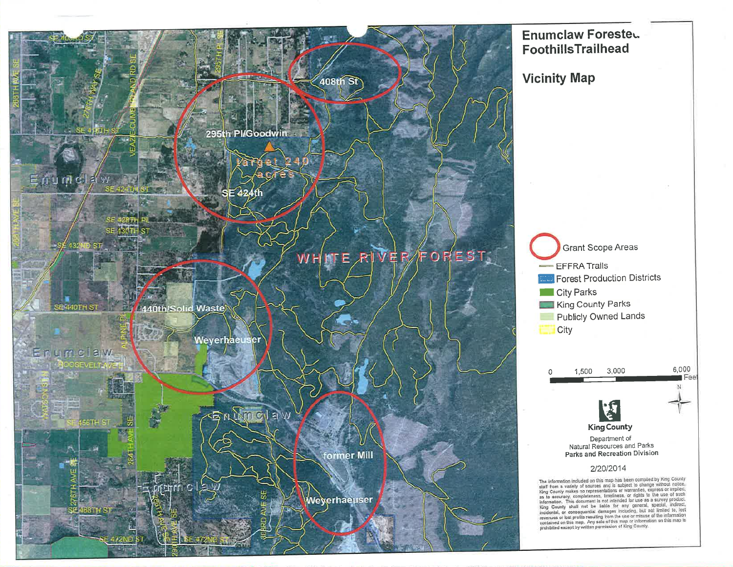# Enumclaw Forested Foothills Trailhead

## Vicinity Map

SE 400TH ST

SE 416TH ST

SE 424TH ST

SE 428TH PL

SE 430TH ST

SE 432ND ST

SE 440TH ST

ROOSEVELT AVE E

SE 456TH ST

SE 468TH ST

SE 472ND ST

268TH AVE SE

276TH WAY SE

VEAZIE-CUMBERLAND RD SE

295TH PL SE

256TH AVE SE

ALPINE PL

WATSON ST N

276TH AVE SE

284TH AVE SE

288TH AVE SE

290TH AVE SE

303RD AVE SE

Enumclaw

Enumclaw

Enumclaw

Enumclaw

408th St

295th Pl/Goodwin

target 240 acres

SE 424th

440th/Solid Waste

Weyerhaeuser

WHITE RIVER FOREST

former Mill

Weyerhaeuser

- Grant Scope Areas
- EFFRA Trails
- Forest Production Districts
- City Parks
- King County Parks
- Publicly Owned Lands
- City

0 1,500 3,000 6,000 Feet

N

King County

Department of Natural Resources and Parks
Parks and Recreation Division

2/20/2014

The information included on this map has been compiled by King County staff from a variety of sources and is subject to change without notice. King County makes no representations or warranties, express or implied, as to accuracy, completeness, timeliness, or rights to the use of such information. This document is not intended for use as a survey product. King County shall not be liable for any general, special, indirect, incidental, or consequential damages including, but not limited to, lost revenues or lost profits resulting from the use or misuse of the information contained on this map. Any sale of this map or information on this map is prohibited except by written permission of King County.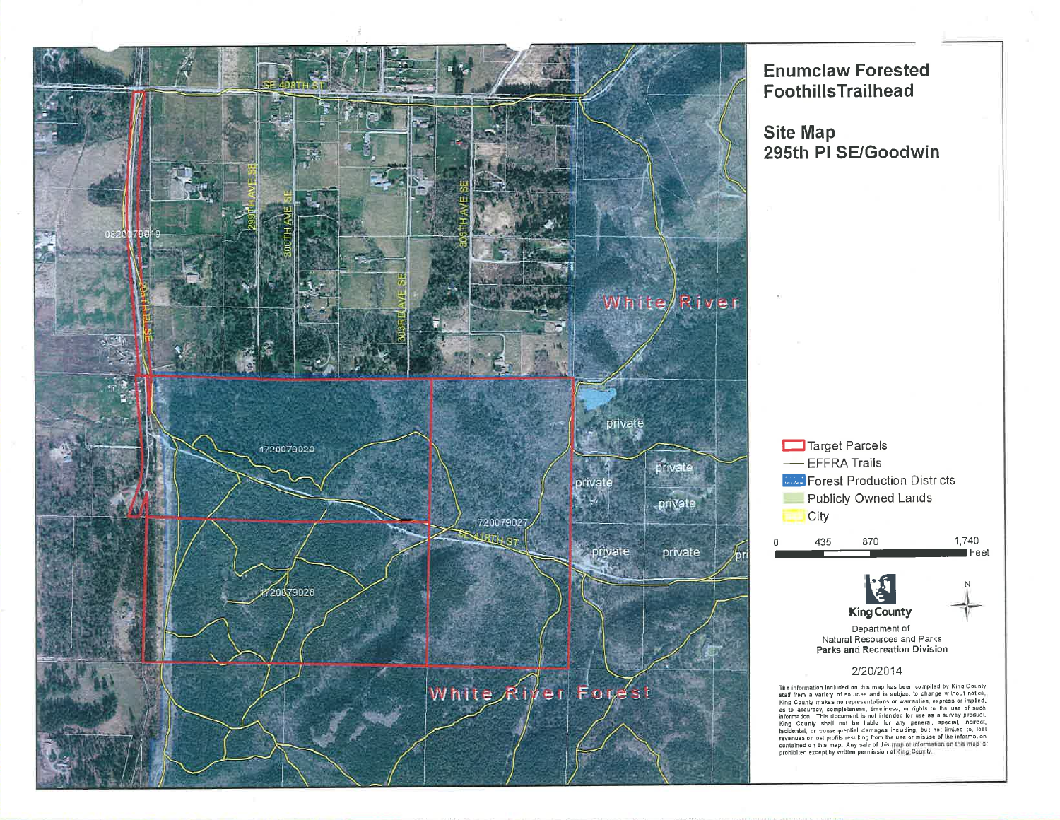# Enumclaw Forested FoothillsTrailhead

## Site Map
## 295th Pl SE/Goodwin

SE 408TH ST

299TH AVE SE

300TH AVE SE

303RD AVE SE

305TH AVE SE

295TH PL SE

0820079019

White River

private

private

private

private

private

private

1720079020

1720079027

SE 418TH ST

1720079026

White River Forest

Target Parcels

EFFRA Trails

Forest Production Districts

Publicly Owned Lands

City

0 435 870 1,740 Feet

N

King County

Department of
Natural Resources and Parks
Parks and Recreation Division

2/20/2014

The information included on this map has been compiled by King County staff from a variety of sources and is subject to change without notice. King County makes no representations or warranties, express or implied, as to accuracy, completeness, timeliness, or rights to the use of such information. This document is not intended for use as a survey product. King County shall not be liable for any general, special, indirect, incidental, or consequential damages including, but not limited to, lost revenues or lost profits resulting from the use or misuse of the information contained on this map. Any sale of this map or information on this map is prohibited except by written permission of King County.